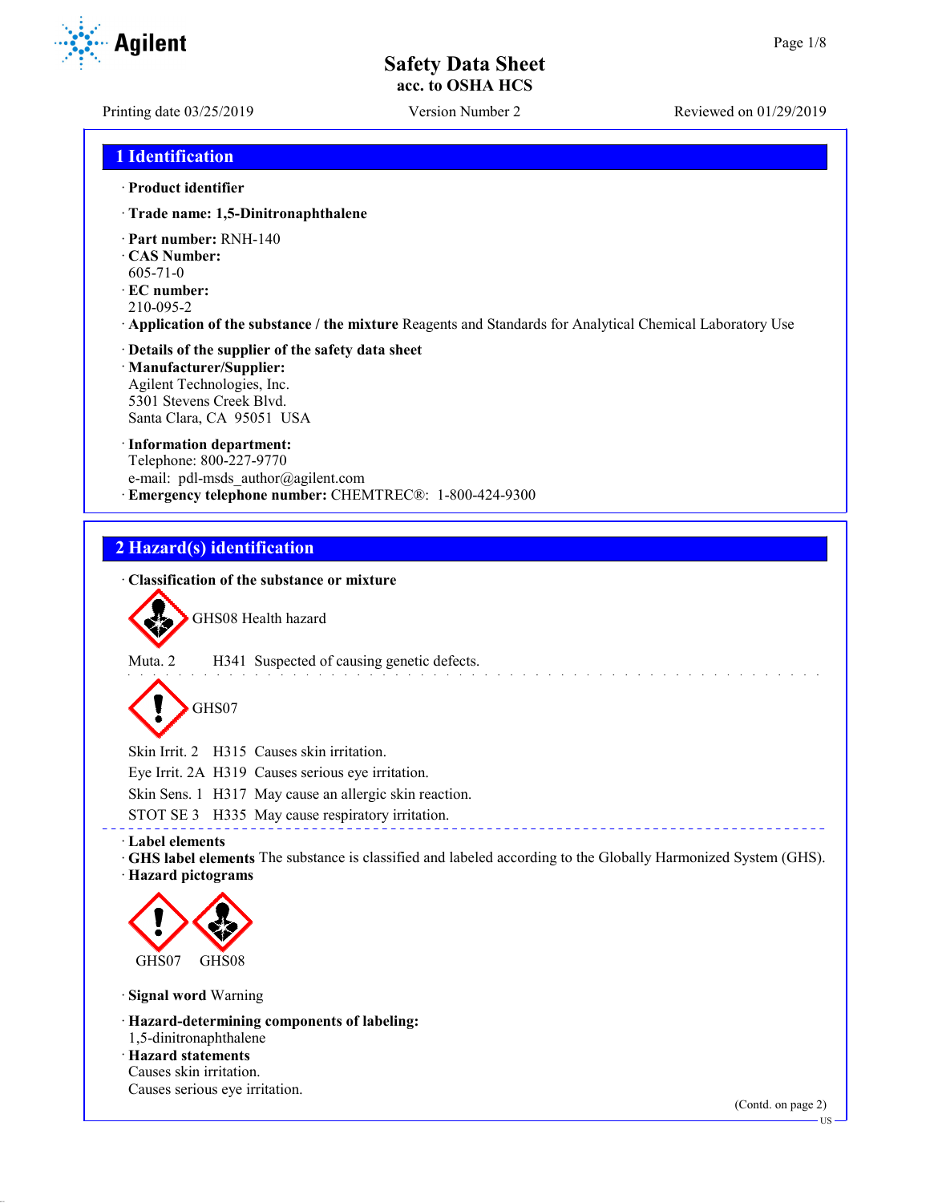# Safety Data Sheet
## acc. to OSHA HCS

Printing date 03/25/2019 Version Number 2 Reviewed on 01/29/2019

## 1 Identification

· **Product identifier**

· **Trade name: 1,5-Dinitronaphthalene**

· **Part number:** RNH-140
· **CAS Number:**
605-71-0
· **EC number:**
210-095-2
· **Application of the substance / the mixture** Reagents and Standards for Analytical Chemical Laboratory Use

· **Details of the supplier of the safety data sheet**
· **Manufacturer/Supplier:**
Agilent Technologies, Inc.
5301 Stevens Creek Blvd.
Santa Clara, CA 95051 USA

· **Information department:**
Telephone: 800-227-9770
e-mail: pdl-msds_author@agilent.com
· **Emergency telephone number:** CHEMTREC®: 1-800-424-9300

## 2 Hazard(s) identification

· **Classification of the substance or mixture**

GHS08 Health hazard

Muta. 2 H341 Suspected of causing genetic defects.

GHS07

Skin Irrit. 2 H315 Causes skin irritation.
Eye Irrit. 2A H319 Causes serious eye irritation.
Skin Sens. 1 H317 May cause an allergic skin reaction.
STOT SE 3 H335 May cause respiratory irritation.

· **Label elements**
· **GHS label elements** The substance is classified and labeled according to the Globally Harmonized System (GHS).
· **Hazard pictograms**

GHS07 GHS08

· **Signal word** Warning

· **Hazard-determining components of labeling:**
1,5-dinitronaphthalene
· **Hazard statements**
Causes skin irritation.
Causes serious eye irritation.

(Contd. on page 2)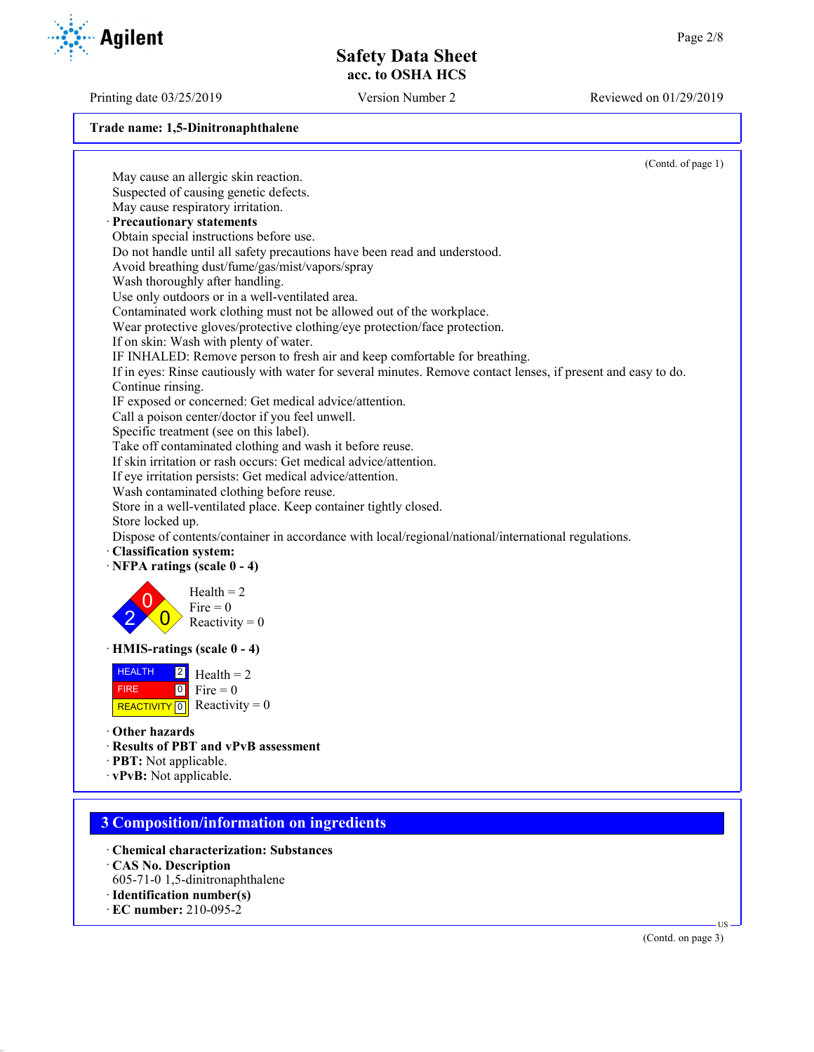Trade name: 1,5-Dinitronaphthalene

(Contd. of page 1)

May cause an allergic skin reaction.
Suspected of causing genetic defects.
May cause respiratory irritation.

· **Precautionary statements**
Obtain special instructions before use.
Do not handle until all safety precautions have been read and understood.
Avoid breathing dust/fume/gas/mist/vapors/spray
Wash thoroughly after handling.
Use only outdoors or in a well-ventilated area.
Contaminated work clothing must not be allowed out of the workplace.
Wear protective gloves/protective clothing/eye protection/face protection.
If on skin: Wash with plenty of water.
IF INHALED: Remove person to fresh air and keep comfortable for breathing.
If in eyes: Rinse cautiously with water for several minutes. Remove contact lenses, if present and easy to do. Continue rinsing.
IF exposed or concerned: Get medical advice/attention.
Call a poison center/doctor if you feel unwell.
Specific treatment (see on this label).
Take off contaminated clothing and wash it before reuse.
If skin irritation or rash occurs: Get medical advice/attention.
If eye irritation persists: Get medical advice/attention.
Wash contaminated clothing before reuse.
Store in a well-ventilated place. Keep container tightly closed.
Store locked up.
Dispose of contents/container in accordance with local/regional/national/international regulations.

· **Classification system:**
· **NFPA ratings (scale 0 - 4)**

Health = 2
Fire = 0
Reactivity = 0

· **HMIS-ratings (scale 0 - 4)**

| | | |
|---|---|---|
| HEALTH | 2 | Health = 2 |
| FIRE | 0 | Fire = 0 |
| REACTIVITY | 0 | Reactivity = 0 |

· **Other hazards**
· **Results of PBT and vPvB assessment**
· **PBT:** Not applicable.
· **vPvB:** Not applicable.

## 3 Composition/information on ingredients

· **Chemical characterization: Substances**
· **CAS No. Description**
605-71-0 1,5-dinitronaphthalene
· **Identification number(s)**
· **EC number:** 210-095-2

(Contd. on page 3)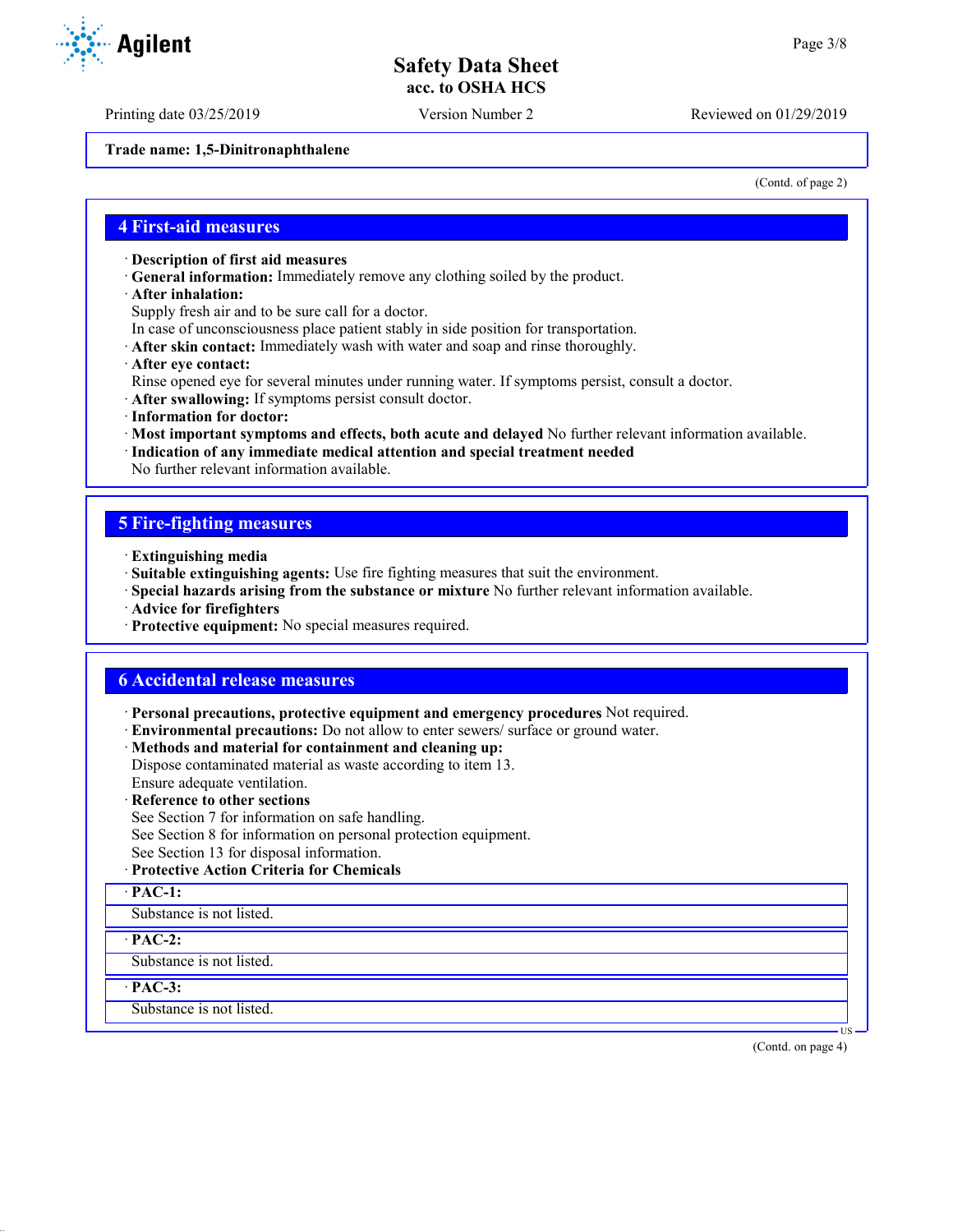Trade name: 1,5-Dinitronaphthalene

(Contd. of page 2)

## 4 First-aid measures

· **Description of first aid measures**
· **General information:** Immediately remove any clothing soiled by the product.
· **After inhalation:**
Supply fresh air and to be sure call for a doctor.
In case of unconsciousness place patient stably in side position for transportation.
· **After skin contact:** Immediately wash with water and soap and rinse thoroughly.
· **After eye contact:**
Rinse opened eye for several minutes under running water. If symptoms persist, consult a doctor.
· **After swallowing:** If symptoms persist consult doctor.
· **Information for doctor:**
· **Most important symptoms and effects, both acute and delayed** No further relevant information available.
· **Indication of any immediate medical attention and special treatment needed**
No further relevant information available.

## 5 Fire-fighting measures

· **Extinguishing media**
· **Suitable extinguishing agents:** Use fire fighting measures that suit the environment.
· **Special hazards arising from the substance or mixture** No further relevant information available.
· **Advice for firefighters**
· **Protective equipment:** No special measures required.

## 6 Accidental release measures

· **Personal precautions, protective equipment and emergency procedures** Not required.
· **Environmental precautions:** Do not allow to enter sewers/ surface or ground water.
· **Methods and material for containment and cleaning up:**
Dispose contaminated material as waste according to item 13.
Ensure adequate ventilation.
· **Reference to other sections**
See Section 7 for information on safe handling.
See Section 8 for information on personal protection equipment.
See Section 13 for disposal information.
· **Protective Action Criteria for Chemicals**

· **PAC-1:**
Substance is not listed.

· **PAC-2:**
Substance is not listed.

· **PAC-3:**
Substance is not listed.

(Contd. on page 4)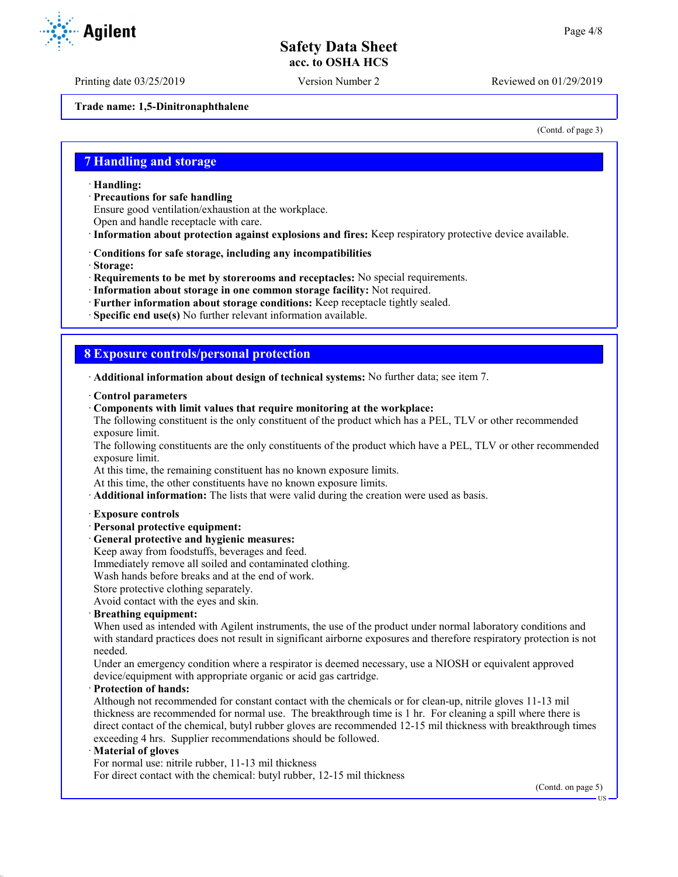Trade name: 1,5-Dinitronaphthalene

(Contd. of page 3)

## 7 Handling and storage

· **Handling:**
· **Precautions for safe handling**
Ensure good ventilation/exhaustion at the workplace.
Open and handle receptacle with care.
· **Information about protection against explosions and fires:** Keep respiratory protective device available.

· **Conditions for safe storage, including any incompatibilities**
· **Storage:**
· **Requirements to be met by storerooms and receptacles:** No special requirements.
· **Information about storage in one common storage facility:** Not required.
· **Further information about storage conditions:** Keep receptacle tightly sealed.
· **Specific end use(s)** No further relevant information available.

## 8 Exposure controls/personal protection

· **Additional information about design of technical systems:** No further data; see item 7.

· **Control parameters**
· **Components with limit values that require monitoring at the workplace:**
The following constituent is the only constituent of the product which has a PEL, TLV or other recommended exposure limit.
The following constituents are the only constituents of the product which have a PEL, TLV or other recommended exposure limit.
At this time, the remaining constituent has no known exposure limits.
At this time, the other constituents have no known exposure limits.
· **Additional information:** The lists that were valid during the creation were used as basis.

· **Exposure controls**
· **Personal protective equipment:**
· **General protective and hygienic measures:**
Keep away from foodstuffs, beverages and feed.
Immediately remove all soiled and contaminated clothing.
Wash hands before breaks and at the end of work.
Store protective clothing separately.
Avoid contact with the eyes and skin.
· **Breathing equipment:**
When used as intended with Agilent instruments, the use of the product under normal laboratory conditions and with standard practices does not result in significant airborne exposures and therefore respiratory protection is not needed.
Under an emergency condition where a respirator is deemed necessary, use a NIOSH or equivalent approved device/equipment with appropriate organic or acid gas cartridge.
· **Protection of hands:**
Although not recommended for constant contact with the chemicals or for clean-up, nitrile gloves 11-13 mil thickness are recommended for normal use. The breakthrough time is 1 hr. For cleaning a spill where there is direct contact of the chemical, butyl rubber gloves are recommended 12-15 mil thickness with breakthrough times exceeding 4 hrs. Supplier recommendations should be followed.
· **Material of gloves**
For normal use: nitrile rubber, 11-13 mil thickness
For direct contact with the chemical: butyl rubber, 12-15 mil thickness

(Contd. on page 5)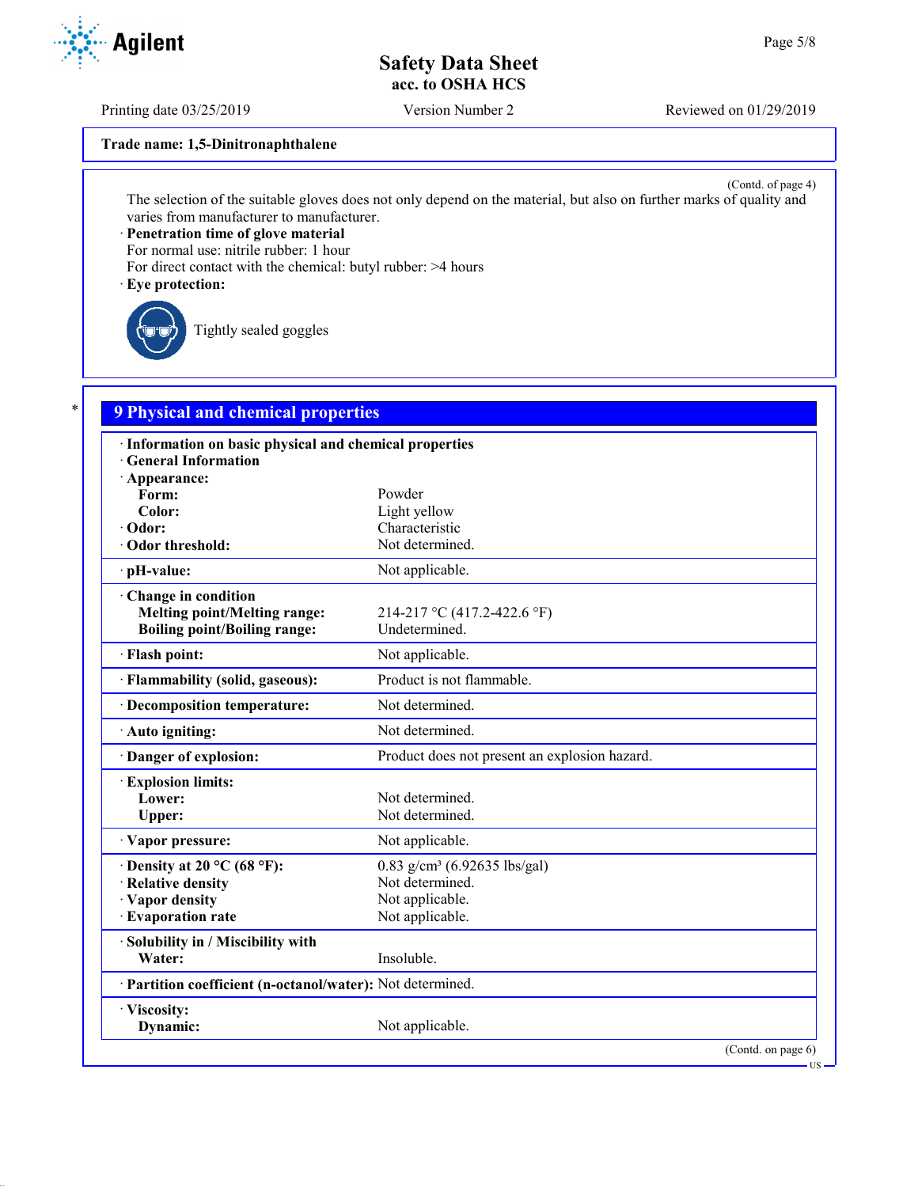Trade name: 1,5-Dinitronaphthalene

(Contd. of page 4)

The selection of the suitable gloves does not only depend on the material, but also on further marks of quality and varies from manufacturer to manufacturer.

· **Penetration time of glove material**

For normal use: nitrile rubber: 1 hour

For direct contact with the chemical: butyl rubber: >4 hours

· **Eye protection:**

Tightly sealed goggles

## 9 Physical and chemical properties

| | |
|---|---|
| · **Information on basic physical and chemical properties** | |
| · **General Information** | |
| · **Appearance:** | |
| **Form:** | Powder |
| **Color:** | Light yellow |
| · **Odor:** | Characteristic |
| · **Odor threshold:** | Not determined. |
| · **pH-value:** | Not applicable. |
| · **Change in condition** | |
| **Melting point/Melting range:** | 214-217 °C (417.2-422.6 °F) |
| **Boiling point/Boiling range:** | Undetermined. |
| · **Flash point:** | Not applicable. |
| · **Flammability (solid, gaseous):** | Product is not flammable. |
| · **Decomposition temperature:** | Not determined. |
| · **Auto igniting:** | Not determined. |
| · **Danger of explosion:** | Product does not present an explosion hazard. |
| · **Explosion limits:** | |
| **Lower:** | Not determined. |
| **Upper:** | Not determined. |
| · **Vapor pressure:** | Not applicable. |
| · **Density at 20 °C (68 °F):** | 0.83 g/cm³ (6.92635 lbs/gal) |
| · **Relative density** | Not determined. |
| · **Vapor density** | Not applicable. |
| · **Evaporation rate** | Not applicable. |
| · **Solubility in / Miscibility with** | |
| **Water:** | Insoluble. |
| · **Partition coefficient (n-octanol/water):** | Not determined. |
| · **Viscosity:** | |
| **Dynamic:** | Not applicable. |

(Contd. on page 6)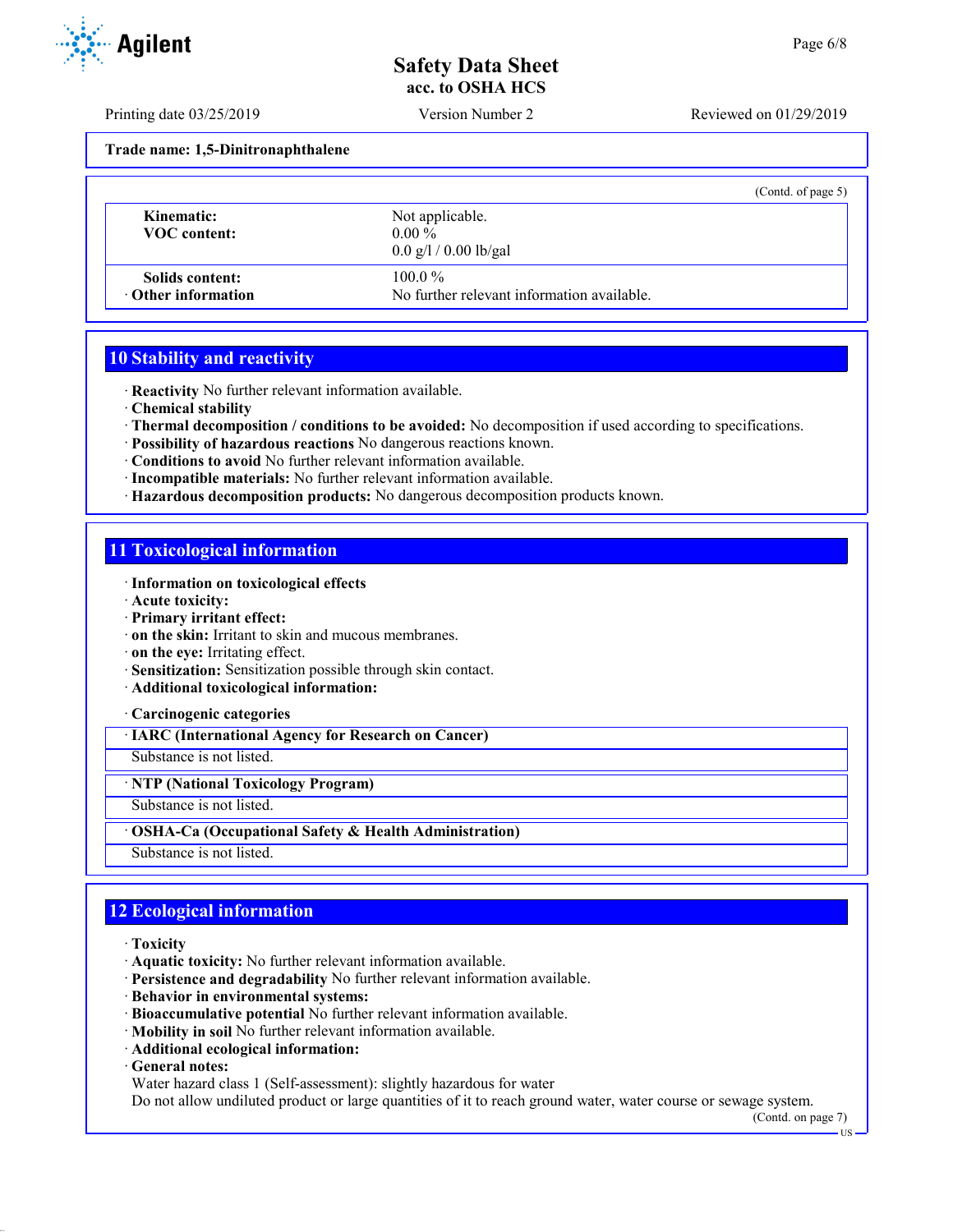Trade name: 1,5-Dinitronaphthalene

(Contd. of page 5)

| | |
|---|---|
| **Kinematic:** | Not applicable. |
| **VOC content:** | 0.00 %<br>0.0 g/l / 0.00 lb/gal |
| **Solids content:** | 100.0 % |
| · **Other information** | No further relevant information available. |

## 10 Stability and reactivity

· **Reactivity** No further relevant information available.
· **Chemical stability**
· **Thermal decomposition / conditions to be avoided:** No decomposition if used according to specifications.
· **Possibility of hazardous reactions** No dangerous reactions known.
· **Conditions to avoid** No further relevant information available.
· **Incompatible materials:** No further relevant information available.
· **Hazardous decomposition products:** No dangerous decomposition products known.

## 11 Toxicological information

· **Information on toxicological effects**
· **Acute toxicity:**
· **Primary irritant effect:**
· **on the skin:** Irritant to skin and mucous membranes.
· **on the eye:** Irritating effect.
· **Sensitization:** Sensitization possible through skin contact.
· **Additional toxicological information:**

· **Carcinogenic categories**

| · **IARC (International Agency for Research on Cancer)** |
|---|
| Substance is not listed. |

| · **NTP (National Toxicology Program)** |
|---|
| Substance is not listed. |

| · **OSHA-Ca (Occupational Safety & Health Administration)** |
|---|
| Substance is not listed. |

## 12 Ecological information

· **Toxicity**
· **Aquatic toxicity:** No further relevant information available.
· **Persistence and degradability** No further relevant information available.
· **Behavior in environmental systems:**
· **Bioaccumulative potential** No further relevant information available.
· **Mobility in soil** No further relevant information available.
· **Additional ecological information:**
· **General notes:**
Water hazard class 1 (Self-assessment): slightly hazardous for water
Do not allow undiluted product or large quantities of it to reach ground water, water course or sewage system.

(Contd. on page 7)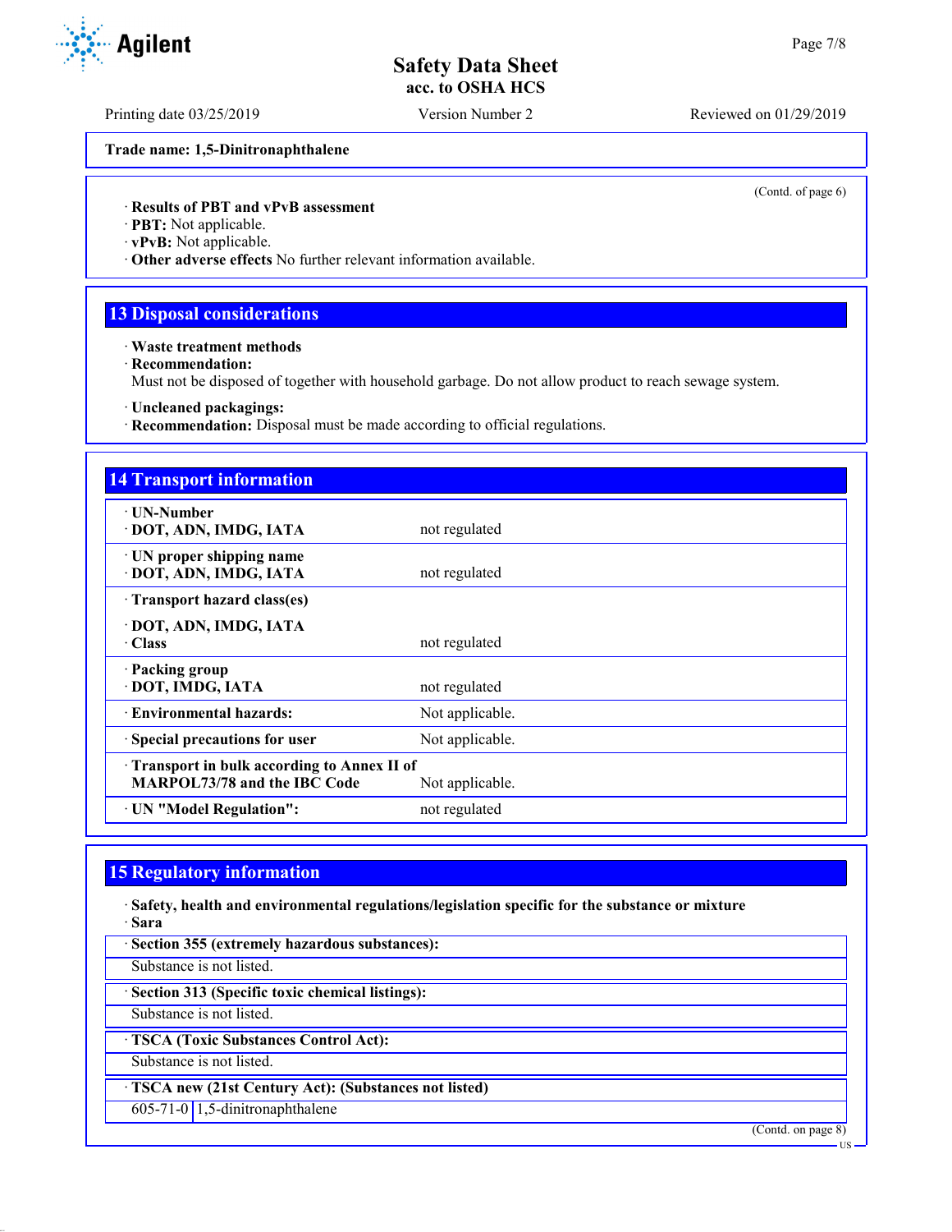**Trade name: 1,5-Dinitronaphthalene**

(Contd. of page 6)

· **Results of PBT and vPvB assessment**
· **PBT:** Not applicable.
· **vPvB:** Not applicable.
· **Other adverse effects** No further relevant information available.

## 13 Disposal considerations

· **Waste treatment methods**
· **Recommendation:**
Must not be disposed of together with household garbage. Do not allow product to reach sewage system.

· **Uncleaned packagings:**
· **Recommendation:** Disposal must be made according to official regulations.

## 14 Transport information

| | |
|---|---|
| · **UN-Number**<br>· **DOT, ADN, IMDG, IATA** | not regulated |
| · **UN proper shipping name**<br>· **DOT, ADN, IMDG, IATA** | not regulated |
| · **Transport hazard class(es)**<br>· **DOT, ADN, IMDG, IATA**<br>· **Class** | not regulated |
| · **Packing group**<br>· **DOT, IMDG, IATA** | not regulated |
| · **Environmental hazards:** | Not applicable. |
| · **Special precautions for user** | Not applicable. |
| · **Transport in bulk according to Annex II of MARPOL73/78 and the IBC Code** | Not applicable. |
| · **UN "Model Regulation":** | not regulated |

## 15 Regulatory information

· **Safety, health and environmental regulations/legislation specific for the substance or mixture**
· **Sara**

· **Section 355 (extremely hazardous substances):**
Substance is not listed.

· **Section 313 (Specific toxic chemical listings):**
Substance is not listed.

· **TSCA (Toxic Substances Control Act):**
Substance is not listed.

· **TSCA new (21st Century Act): (Substances not listed)**

| | |
|---|---|
| 605-71-0 | 1,5-dinitronaphthalene |

(Contd. on page 8)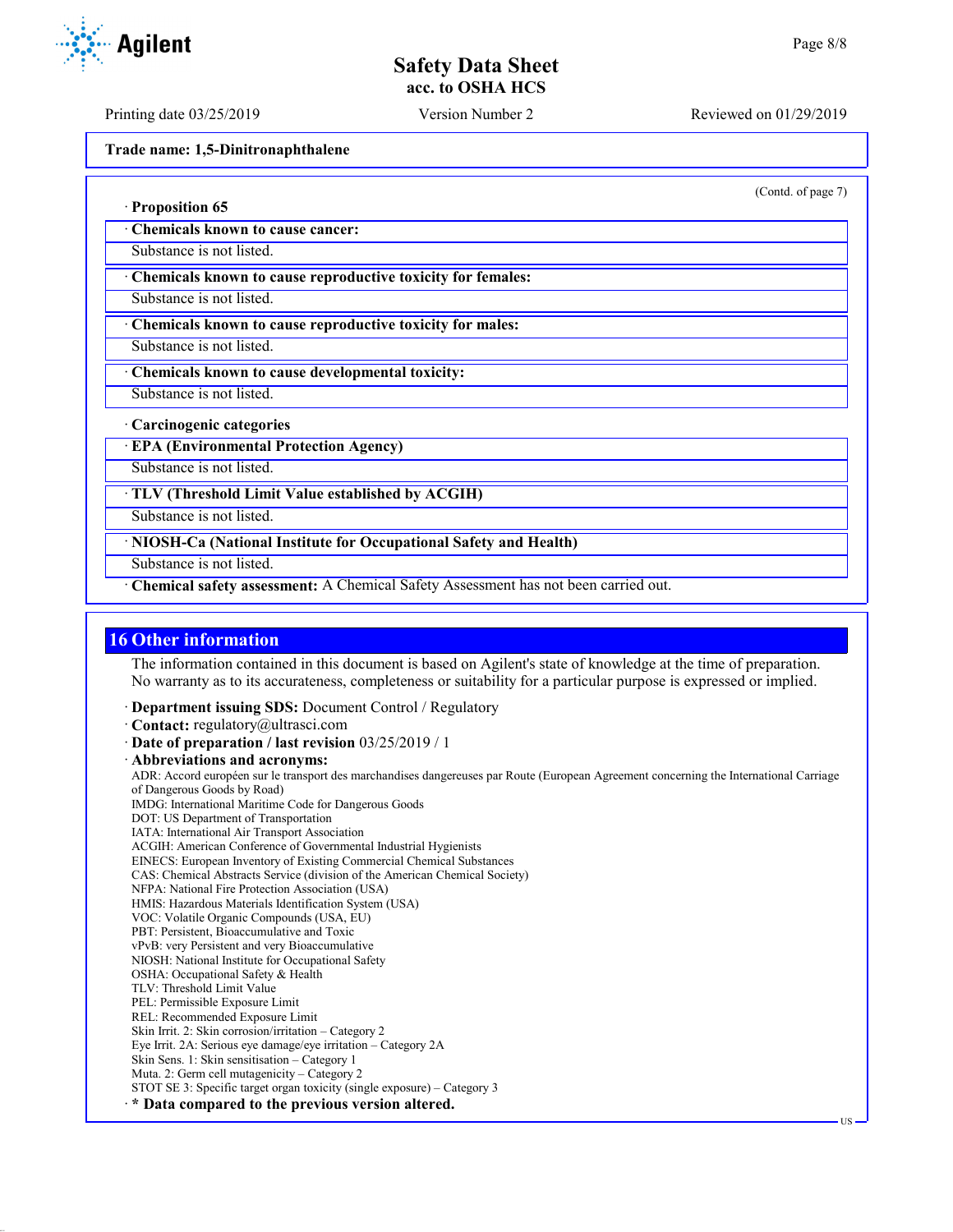(Contd. of page 7)

· **Proposition 65**

· **Chemicals known to cause cancer:**

Substance is not listed.

· **Chemicals known to cause reproductive toxicity for females:**

Substance is not listed.

· **Chemicals known to cause reproductive toxicity for males:**

Substance is not listed.

· **Chemicals known to cause developmental toxicity:**

Substance is not listed.

· **Carcinogenic categories**

· **EPA (Environmental Protection Agency)**

Substance is not listed.

· **TLV (Threshold Limit Value established by ACGIH)**

Substance is not listed.

· **NIOSH-Ca (National Institute for Occupational Safety and Health)**

Substance is not listed.

· **Chemical safety assessment:** A Chemical Safety Assessment has not been carried out.

## 16 Other information

The information contained in this document is based on Agilent's state of knowledge at the time of preparation. No warranty as to its accurateness, completeness or suitability for a particular purpose is expressed or implied.

· **Department issuing SDS:** Document Control / Regulatory
· **Contact:** regulatory@ultrasci.com
· **Date of preparation / last revision** 03/25/2019 / 1
· **Abbreviations and acronyms:**

ADR: Accord européen sur le transport des marchandises dangereuses par Route (European Agreement concerning the International Carriage of Dangerous Goods by Road)
IMDG: International Maritime Code for Dangerous Goods
DOT: US Department of Transportation
IATA: International Air Transport Association
ACGIH: American Conference of Governmental Industrial Hygienists
EINECS: European Inventory of Existing Commercial Chemical Substances
CAS: Chemical Abstracts Service (division of the American Chemical Society)
NFPA: National Fire Protection Association (USA)
HMIS: Hazardous Materials Identification System (USA)
VOC: Volatile Organic Compounds (USA, EU)
PBT: Persistent, Bioaccumulative and Toxic
vPvB: very Persistent and very Bioaccumulative
NIOSH: National Institute for Occupational Safety
OSHA: Occupational Safety & Health
TLV: Threshold Limit Value
PEL: Permissible Exposure Limit
REL: Recommended Exposure Limit
Skin Irrit. 2: Skin corrosion/irritation – Category 2
Eye Irrit. 2A: Serious eye damage/eye irritation – Category 2A
Skin Sens. 1: Skin sensitisation – Category 1
Muta. 2: Germ cell mutagenicity – Category 2
STOT SE 3: Specific target organ toxicity (single exposure) – Category 3

· **\* Data compared to the previous version altered.**